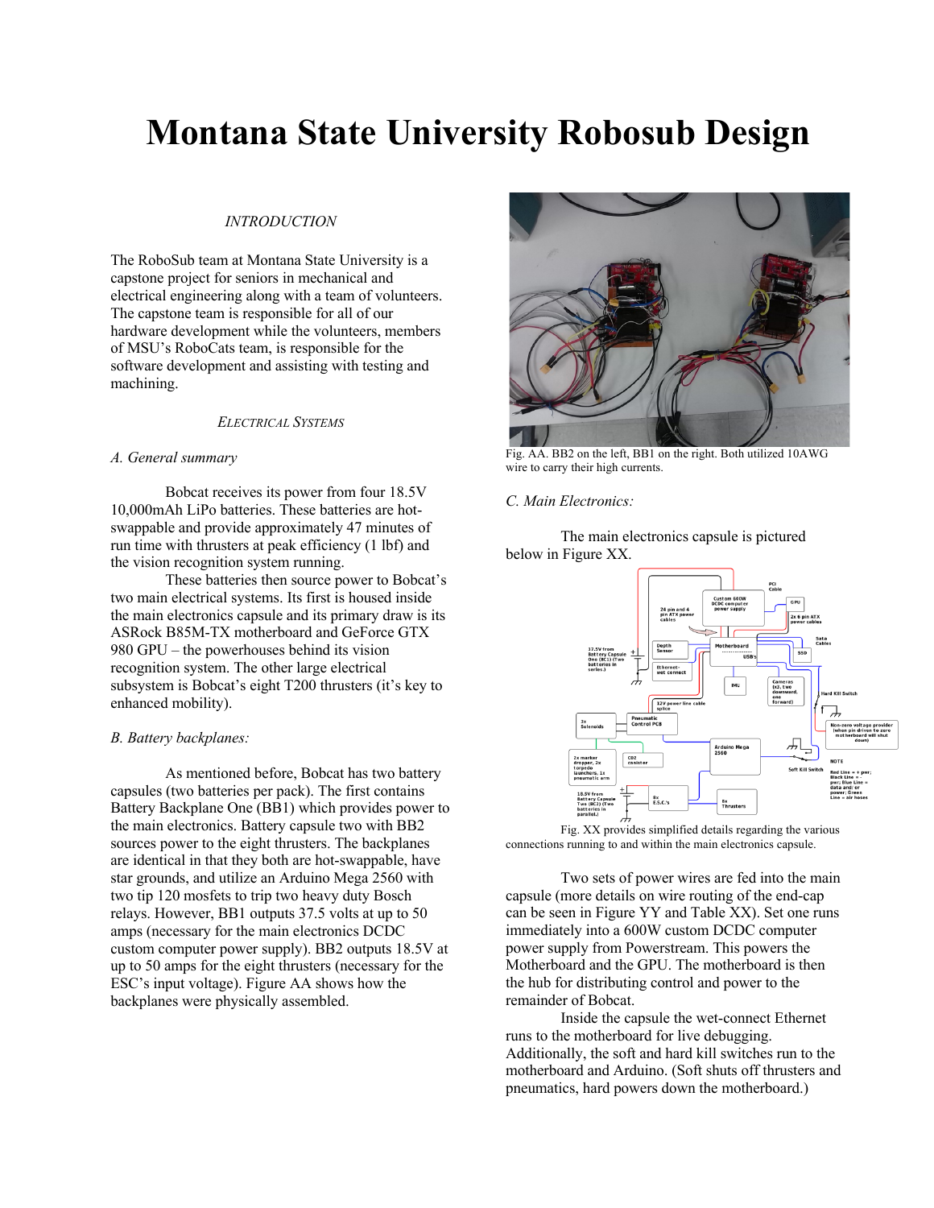# Montana State University Robosub Design

### *INTRODUCTION*

The RoboSub team at Montana State University is a capstone project for seniors in mechanical and electrical engineering along with a team of volunteers. The capstone team is responsible for all of our hardware development while the volunteers, members of MSU's RoboCats team, is responsible for the software development and assisting with testing and machining.

### *ELECTRICAL SYSTEMS*

#### *A. General summary*

Bobcat receives its power from four 18.5V 10,000mAh LiPo batteries. These batteries are hot-swappable and provide approximately 47 minutes of run time with thrusters at peak efficiency (1 lbf) and the vision recognition system running.

These batteries then source power to Bobcat's two main electrical systems. Its first is housed inside the main electronics capsule and its primary draw is its ASRock B85M-TX motherboard and GeForce GTX 980 GPU – the powerhouses behind its vision recognition system. The other large electrical subsystem is Bobcat's eight T200 thrusters (it's key to enhanced mobility).

#### *B. Battery backplanes:*

As mentioned before, Bobcat has two battery capsules (two batteries per pack). The first contains Battery Backplane One (BB1) which provides power to the main electronics. Battery capsule two with BB2 sources power to the eight thrusters. The backplanes are identical in that they both are hot-swappable, have star grounds, and utilize an Arduino Mega 2560 with two tip 120 mosfets to trip two heavy duty Bosch relays. However, BB1 outputs 37.5 volts at up to 50 amps (necessary for the main electronics DCDC custom computer power supply). BB2 outputs 18.5V at up to 50 amps for the eight thrusters (necessary for the ESC's input voltage). Figure AA shows how the backplanes were physically assembled.

Fig. AA. BB2 on the left, BB1 on the right. Both utilized 10AWG wire to carry their high currents.

#### *C. Main Electronics:*

The main electronics capsule is pictured below in Figure XX.

Fig. XX provides simplified details regarding the various connections running to and within the main electronics capsule.

Two sets of power wires are fed into the main capsule (more details on wire routing of the end-cap can be seen in Figure YY and Table XX). Set one runs immediately into a 600W custom DCDC computer power supply from Powerstream. This powers the Motherboard and the GPU. The motherboard is then the hub for distributing control and power to the remainder of Bobcat.

Inside the capsule the wet-connect Ethernet runs to the motherboard for live debugging. Additionally, the soft and hard kill switches run to the motherboard and Arduino. (Soft shuts off thrusters and pneumatics, hard powers down the motherboard.)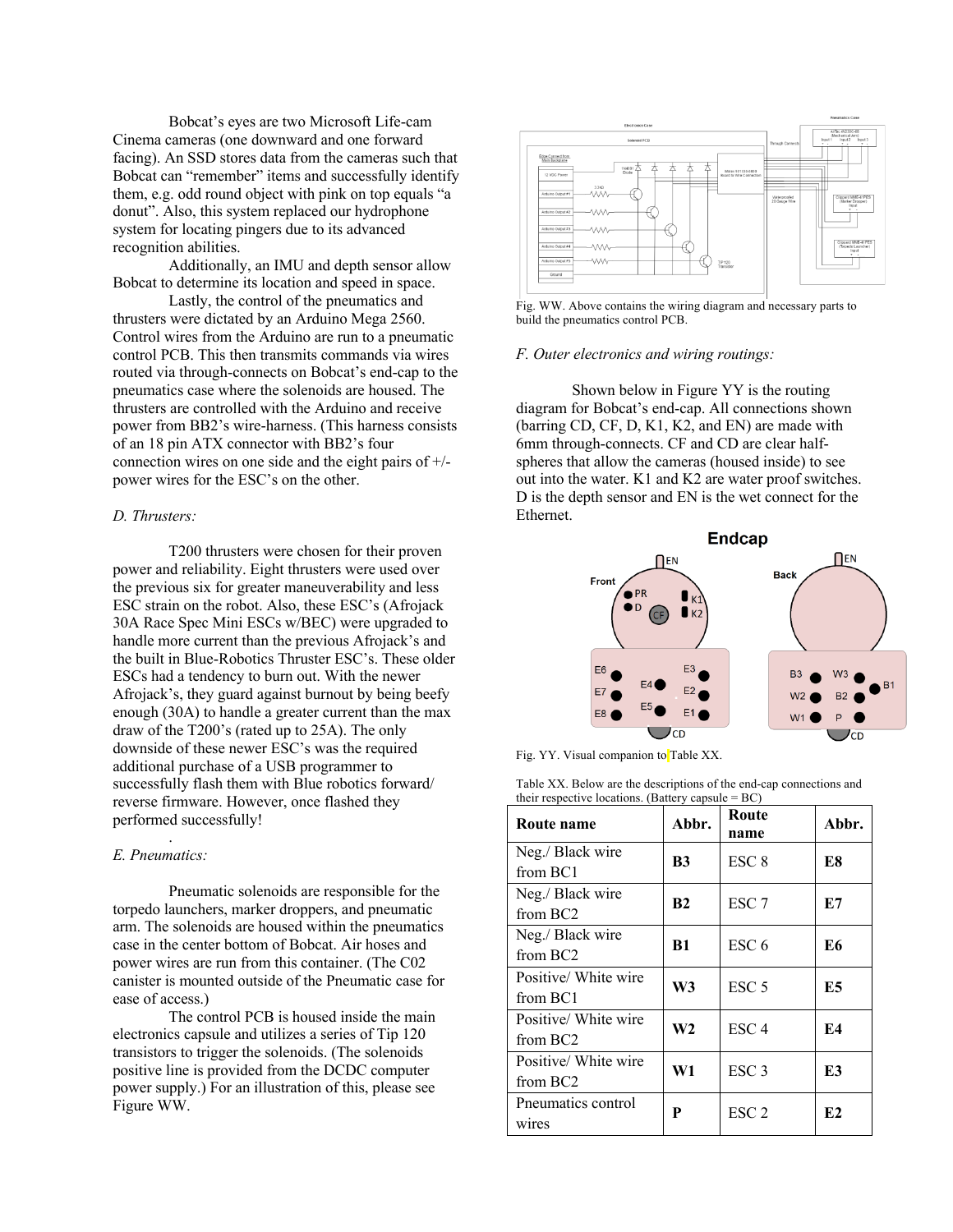Bobcat's eyes are two Microsoft Life-cam Cinema cameras (one downward and one forward facing). An SSD stores data from the cameras such that Bobcat can "remember" items and successfully identify them, e.g. odd round object with pink on top equals "a donut". Also, this system replaced our hydrophone system for locating pingers due to its advanced recognition abilities.

Additionally, an IMU and depth sensor allow Bobcat to determine its location and speed in space.

Lastly, the control of the pneumatics and thrusters were dictated by an Arduino Mega 2560. Control wires from the Arduino are run to a pneumatic control PCB. This then transmits commands via wires routed via through-connects on Bobcat's end-cap to the pneumatics case where the solenoids are housed. The thrusters are controlled with the Arduino and receive power from BB2's wire-harness. (This harness consists of an 18 pin ATX connector with BB2's four connection wires on one side and the eight pairs of +/- power wires for the ESC's on the other.

*D. Thrusters:*

T200 thrusters were chosen for their proven power and reliability. Eight thrusters were used over the previous six for greater maneuverability and less ESC strain on the robot. Also, these ESC's (Afrojack 30A Race Spec Mini ESCs w/BEC) were upgraded to handle more current than the previous Afrojack's and the built in Blue-Robotics Thruster ESC's. These older ESCs had a tendency to burn out. With the newer Afrojack's, they guard against burnout by being beefy enough (30A) to handle a greater current than the max draw of the T200's (rated up to 25A). The only downside of these newer ESC's was the required additional purchase of a USB programmer to successfully flash them with Blue robotics forward/ reverse firmware. However, once flashed they performed successfully!

.

*E. Pneumatics:*

Pneumatic solenoids are responsible for the torpedo launchers, marker droppers, and pneumatic arm. The solenoids are housed within the pneumatics case in the center bottom of Bobcat. Air hoses and power wires are run from this container. (The C02 canister is mounted outside of the Pneumatic case for ease of access.)

The control PCB is housed inside the main electronics capsule and utilizes a series of Tip 120 transistors to trigger the solenoids. (The solenoids positive line is provided from the DCDC computer power supply.) For an illustration of this, please see Figure WW.

Fig. WW. Above contains the wiring diagram and necessary parts to build the pneumatics control PCB.

*F. Outer electronics and wiring routings:*

Shown below in Figure YY is the routing diagram for Bobcat's end-cap. All connections shown (barring CD, CF, D, K1, K2, and EN) are made with 6mm through-connects. CF and CD are clear half-spheres that allow the cameras (housed inside) to see out into the water. K1 and K2 are water proof switches. D is the depth sensor and EN is the wet connect for the Ethernet.

Fig. YY. Visual companion to Table XX.

Table XX. Below are the descriptions of the end-cap connections and their respective locations. (Battery capsule = BC)

| Route name | Abbr. | Route name | Abbr. |
|---|---|---|---|
| Neg./ Black wire from BC1 | **B3** | ESC 8 | **E8** |
| Neg./ Black wire from BC2 | **B2** | ESC 7 | **E7** |
| Neg./ Black wire from BC2 | **B1** | ESC 6 | **E6** |
| Positive/ White wire from BC1 | **W3** | ESC 5 | **E5** |
| Positive/ White wire from BC2 | **W2** | ESC 4 | **E4** |
| Positive/ White wire from BC2 | **W1** | ESC 3 | **E3** |
| Pneumatics control wires | **P** | ESC 2 | **E2** |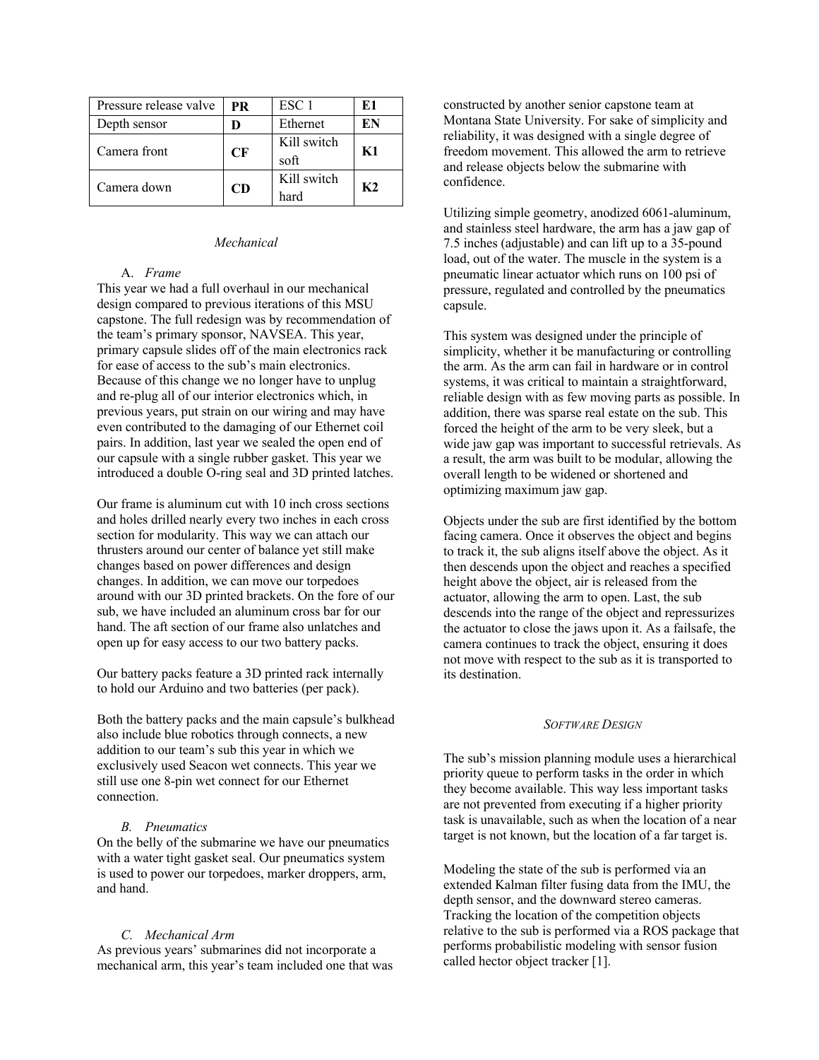| Pressure release valve | **PR** | ESC 1 | **E1** |
|---|---|---|---|
| Depth sensor | **D** | Ethernet | **EN** |
| Camera front | **CF** | Kill switch soft | **K1** |
| Camera down | **CD** | Kill switch hard | **K2** |

### *Mechanical*

#### A. *Frame*

This year we had a full overhaul in our mechanical design compared to previous iterations of this MSU capstone. The full redesign was by recommendation of the team's primary sponsor, NAVSEA. This year, primary capsule slides off of the main electronics rack for ease of access to the sub's main electronics. Because of this change we no longer have to unplug and re-plug all of our interior electronics which, in previous years, put strain on our wiring and may have even contributed to the damaging of our Ethernet coil pairs. In addition, last year we sealed the open end of our capsule with a single rubber gasket. This year we introduced a double O-ring seal and 3D printed latches.

Our frame is aluminum cut with 10 inch cross sections and holes drilled nearly every two inches in each cross section for modularity. This way we can attach our thrusters around our center of balance yet still make changes based on power differences and design changes. In addition, we can move our torpedoes around with our 3D printed brackets. On the fore of our sub, we have included an aluminum cross bar for our hand. The aft section of our frame also unlatches and open up for easy access to our two battery packs.

Our battery packs feature a 3D printed rack internally to hold our Arduino and two batteries (per pack).

Both the battery packs and the main capsule's bulkhead also include blue robotics through connects, a new addition to our team's sub this year in which we exclusively used Seacon wet connects. This year we still use one 8-pin wet connect for our Ethernet connection.

#### B. *Pneumatics*

On the belly of the submarine we have our pneumatics with a water tight gasket seal. Our pneumatics system is used to power our torpedoes, marker droppers, arm, and hand.

#### C. *Mechanical Arm*

As previous years' submarines did not incorporate a mechanical arm, this year's team included one that was constructed by another senior capstone team at Montana State University. For sake of simplicity and reliability, it was designed with a single degree of freedom movement. This allowed the arm to retrieve and release objects below the submarine with confidence.

Utilizing simple geometry, anodized 6061-aluminum, and stainless steel hardware, the arm has a jaw gap of 7.5 inches (adjustable) and can lift up to a 35-pound load, out of the water. The muscle in the system is a pneumatic linear actuator which runs on 100 psi of pressure, regulated and controlled by the pneumatics capsule.

This system was designed under the principle of simplicity, whether it be manufacturing or controlling the arm. As the arm can fail in hardware or in control systems, it was critical to maintain a straightforward, reliable design with as few moving parts as possible. In addition, there was sparse real estate on the sub. This forced the height of the arm to be very sleek, but a wide jaw gap was important to successful retrievals. As a result, the arm was built to be modular, allowing the overall length to be widened or shortened and optimizing maximum jaw gap.

Objects under the sub are first identified by the bottom facing camera. Once it observes the object and begins to track it, the sub aligns itself above the object. As it then descends upon the object and reaches a specified height above the object, air is released from the actuator, allowing the arm to open. Last, the sub descends into the range of the object and repressurizes the actuator to close the jaws upon it. As a failsafe, the camera continues to track the object, ensuring it does not move with respect to the sub as it is transported to its destination.

## *Software Design*

The sub's mission planning module uses a hierarchical priority queue to perform tasks in the order in which they become available. This way less important tasks are not prevented from executing if a higher priority task is unavailable, such as when the location of a near target is not known, but the location of a far target is.

Modeling the state of the sub is performed via an extended Kalman filter fusing data from the IMU, the depth sensor, and the downward stereo cameras. Tracking the location of the competition objects relative to the sub is performed via a ROS package that performs probabilistic modeling with sensor fusion called hector object tracker [1].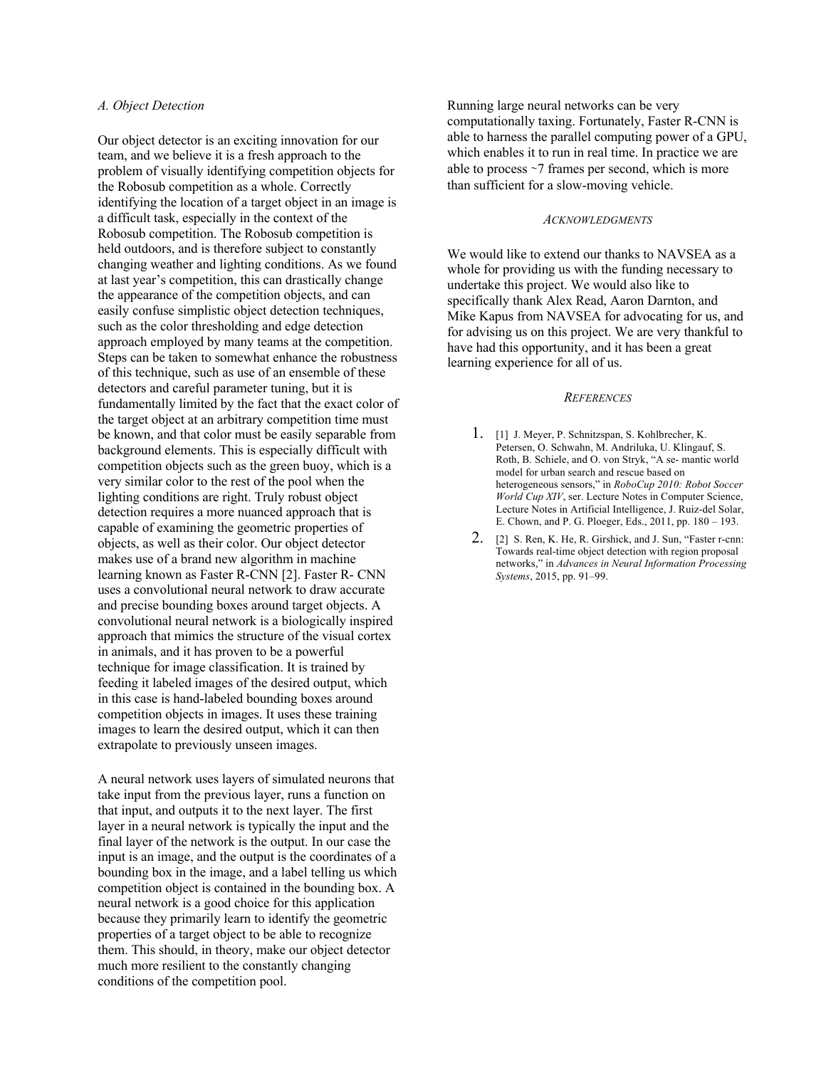### A. Object Detection

Our object detector is an exciting innovation for our team, and we believe it is a fresh approach to the problem of visually identifying competition objects for the Robosub competition as a whole. Correctly identifying the location of a target object in an image is a difficult task, especially in the context of the Robosub competition. The Robosub competition is held outdoors, and is therefore subject to constantly changing weather and lighting conditions. As we found at last year's competition, this can drastically change the appearance of the competition objects, and can easily confuse simplistic object detection techniques, such as the color thresholding and edge detection approach employed by many teams at the competition. Steps can be taken to somewhat enhance the robustness of this technique, such as use of an ensemble of these detectors and careful parameter tuning, but it is fundamentally limited by the fact that the exact color of the target object at an arbitrary competition time must be known, and that color must be easily separable from background elements. This is especially difficult with competition objects such as the green buoy, which is a very similar color to the rest of the pool when the lighting conditions are right. Truly robust object detection requires a more nuanced approach that is capable of examining the geometric properties of objects, as well as their color. Our object detector makes use of a brand new algorithm in machine learning known as Faster R-CNN [2]. Faster R- CNN uses a convolutional neural network to draw accurate and precise bounding boxes around target objects. A convolutional neural network is a biologically inspired approach that mimics the structure of the visual cortex in animals, and it has proven to be a powerful technique for image classification. It is trained by feeding it labeled images of the desired output, which in this case is hand-labeled bounding boxes around competition objects in images. It uses these training images to learn the desired output, which it can then extrapolate to previously unseen images.

A neural network uses layers of simulated neurons that take input from the previous layer, runs a function on that input, and outputs it to the next layer. The first layer in a neural network is typically the input and the final layer of the network is the output. In our case the input is an image, and the output is the coordinates of a bounding box in the image, and a label telling us which competition object is contained in the bounding box. A neural network is a good choice for this application because they primarily learn to identify the geometric properties of a target object to be able to recognize them. This should, in theory, make our object detector much more resilient to the constantly changing conditions of the competition pool.

Running large neural networks can be very computationally taxing. Fortunately, Faster R-CNN is able to harness the parallel computing power of a GPU, which enables it to run in real time. In practice we are able to process ~7 frames per second, which is more than sufficient for a slow-moving vehicle.

## Acknowledgments

We would like to extend our thanks to NAVSEA as a whole for providing us with the funding necessary to undertake this project. We would also like to specifically thank Alex Read, Aaron Darnton, and Mike Kapus from NAVSEA for advocating for us, and for advising us on this project. We are very thankful to have had this opportunity, and it has been a great learning experience for all of us.

## References

1. [1] J. Meyer, P. Schnitzspan, S. Kohlbrecher, K. Petersen, O. Schwahn, M. Andriluka, U. Klingauf, S. Roth, B. Schiele, and O. von Stryk, "A se- mantic world model for urban search and rescue based on heterogeneous sensors," in *RoboCup 2010: Robot Soccer World Cup XIV*, ser. Lecture Notes in Computer Science, Lecture Notes in Artificial Intelligence, J. Ruiz-del Solar, E. Chown, and P. G. Ploeger, Eds., 2011, pp. 180 – 193.
2. [2] S. Ren, K. He, R. Girshick, and J. Sun, "Faster r-cnn: Towards real-time object detection with region proposal networks," in *Advances in Neural Information Processing Systems*, 2015, pp. 91–99.